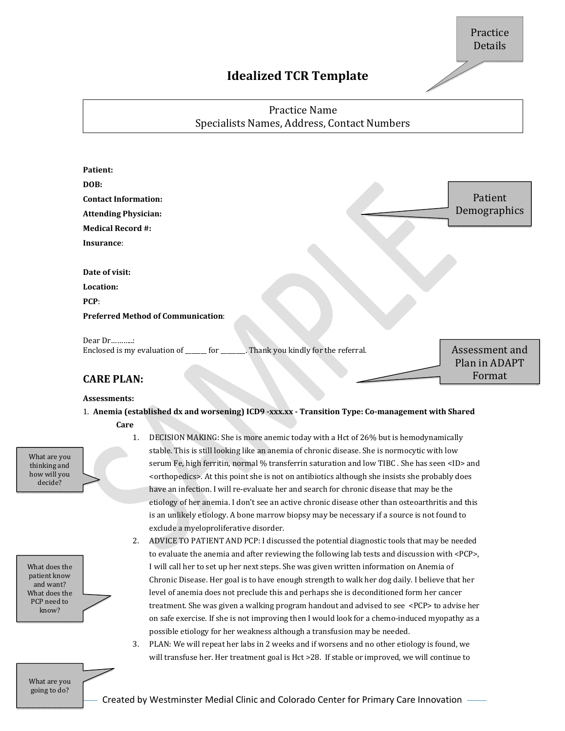# Idealized TCR Template

Practice Details

Practice Name
Specialists Names, Address, Contact Numbers

**Patient:**
**DOB:**
**Contact Information:**
**Attending Physician:**
**Medical Record #:**
**Insurance**:

Patient Demographics

**Date of visit:**
**Location:**
**PCP**:
**Preferred Method of Communication**:

Dear Dr………..:
Enclosed is my evaluation of _______ for ________. Thank you kindly for the referral.

Assessment and Plan in ADAPT Format

## CARE PLAN:

**Assessments:**

1. **Anemia (established dx and worsening) ICD9 -xxx.xx - Transition Type: Co-management with Shared Care**
   1. DECISION MAKING: She is more anemic today with a Hct of 26% but is hemodynamically stable. This is still looking like an anemia of chronic disease. She is normocytic with low serum Fe, high ferritin, normal % transferrin saturation and low TIBC . She has seen <ID> and <orthopedics>. At this point she is not on antibiotics although she insists she probably does have an infection. I will re-evaluate her and search for chronic disease that may be the etiology of her anemia. I don't see an active chronic disease other than osteoarthritis and this is an unlikely etiology. A bone marrow biopsy may be necessary if a source is not found to exclude a myeloproliferative disorder.
   2. ADVICE TO PATIENT AND PCP: I discussed the potential diagnostic tools that may be needed to evaluate the anemia and after reviewing the following lab tests and discussion with <PCP>, I will call her to set up her next steps. She was given written information on Anemia of Chronic Disease. Her goal is to have enough strength to walk her dog daily. I believe that her level of anemia does not preclude this and perhaps she is deconditioned form her cancer treatment. She was given a walking program handout and advised to see <PCP> to advise her on safe exercise. If she is not improving then I would look for a chemo-induced myopathy as a possible etiology for her weakness although a transfusion may be needed.
   3. PLAN: We will repeat her labs in 2 weeks and if worsens and no other etiology is found, we will transfuse her. Her treatment goal is Hct >28. If stable or improved, we will continue to

What are you thinking and how will you decide?

What does the patient know and want? What does the PCP need to know?

What are you going to do?

Created by Westminster Medial Clinic and Colorado Center for Primary Care Innovation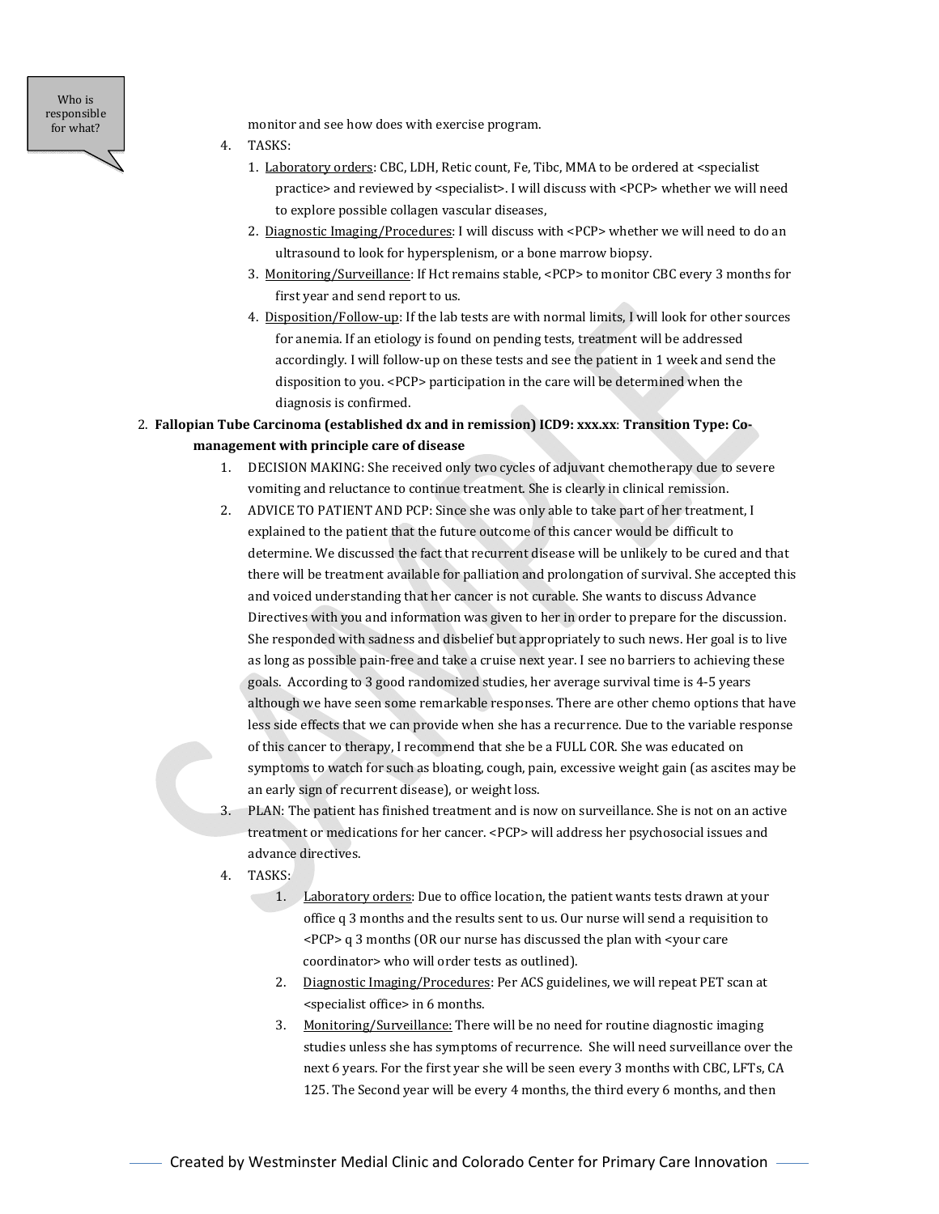Who is responsible for what?

monitor and see how does with exercise program.

4. TASKS:
    1. Laboratory orders: CBC, LDH, Retic count, Fe, Tibc, MMA to be ordered at <specialist practice> and reviewed by <specialist>. I will discuss with <PCP> whether we will need to explore possible collagen vascular diseases,
    2. Diagnostic Imaging/Procedures: I will discuss with <PCP> whether we will need to do an ultrasound to look for hypersplenism, or a bone marrow biopsy.
    3. Monitoring/Surveillance: If Hct remains stable, <PCP> to monitor CBC every 3 months for first year and send report to us.
    4. Disposition/Follow-up: If the lab tests are with normal limits, I will look for other sources for anemia. If an etiology is found on pending tests, treatment will be addressed accordingly. I will follow-up on these tests and see the patient in 1 week and send the disposition to you. <PCP> participation in the care will be determined when the diagnosis is confirmed.

2. **Fallopian Tube Carcinoma (established dx and in remission) ICD9: xxx.xx**: **Transition Type: Co-management with principle care of disease**
    1. DECISION MAKING: She received only two cycles of adjuvant chemotherapy due to severe vomiting and reluctance to continue treatment. She is clearly in clinical remission.
    2. ADVICE TO PATIENT AND PCP: Since she was only able to take part of her treatment, I explained to the patient that the future outcome of this cancer would be difficult to determine. We discussed the fact that recurrent disease will be unlikely to be cured and that there will be treatment available for palliation and prolongation of survival. She accepted this and voiced understanding that her cancer is not curable. She wants to discuss Advance Directives with you and information was given to her in order to prepare for the discussion. She responded with sadness and disbelief but appropriately to such news. Her goal is to live as long as possible pain-free and take a cruise next year. I see no barriers to achieving these goals. According to 3 good randomized studies, her average survival time is 4-5 years although we have seen some remarkable responses. There are other chemo options that have less side effects that we can provide when she has a recurrence. Due to the variable response of this cancer to therapy, I recommend that she be a FULL COR. She was educated on symptoms to watch for such as bloating, cough, pain, excessive weight gain (as ascites may be an early sign of recurrent disease), or weight loss.
    3. PLAN: The patient has finished treatment and is now on surveillance. She is not on an active treatment or medications for her cancer. <PCP> will address her psychosocial issues and advance directives.
    4. TASKS:
        1. Laboratory orders: Due to office location, the patient wants tests drawn at your office q 3 months and the results sent to us. Our nurse will send a requisition to <PCP> q 3 months (OR our nurse has discussed the plan with <your care coordinator> who will order tests as outlined).
        2. Diagnostic Imaging/Procedures: Per ACS guidelines, we will repeat PET scan at <specialist office> in 6 months.
        3. Monitoring/Surveillance: There will be no need for routine diagnostic imaging studies unless she has symptoms of recurrence. She will need surveillance over the next 6 years. For the first year she will be seen every 3 months with CBC, LFTs, CA 125. The Second year will be every 4 months, the third every 6 months, and then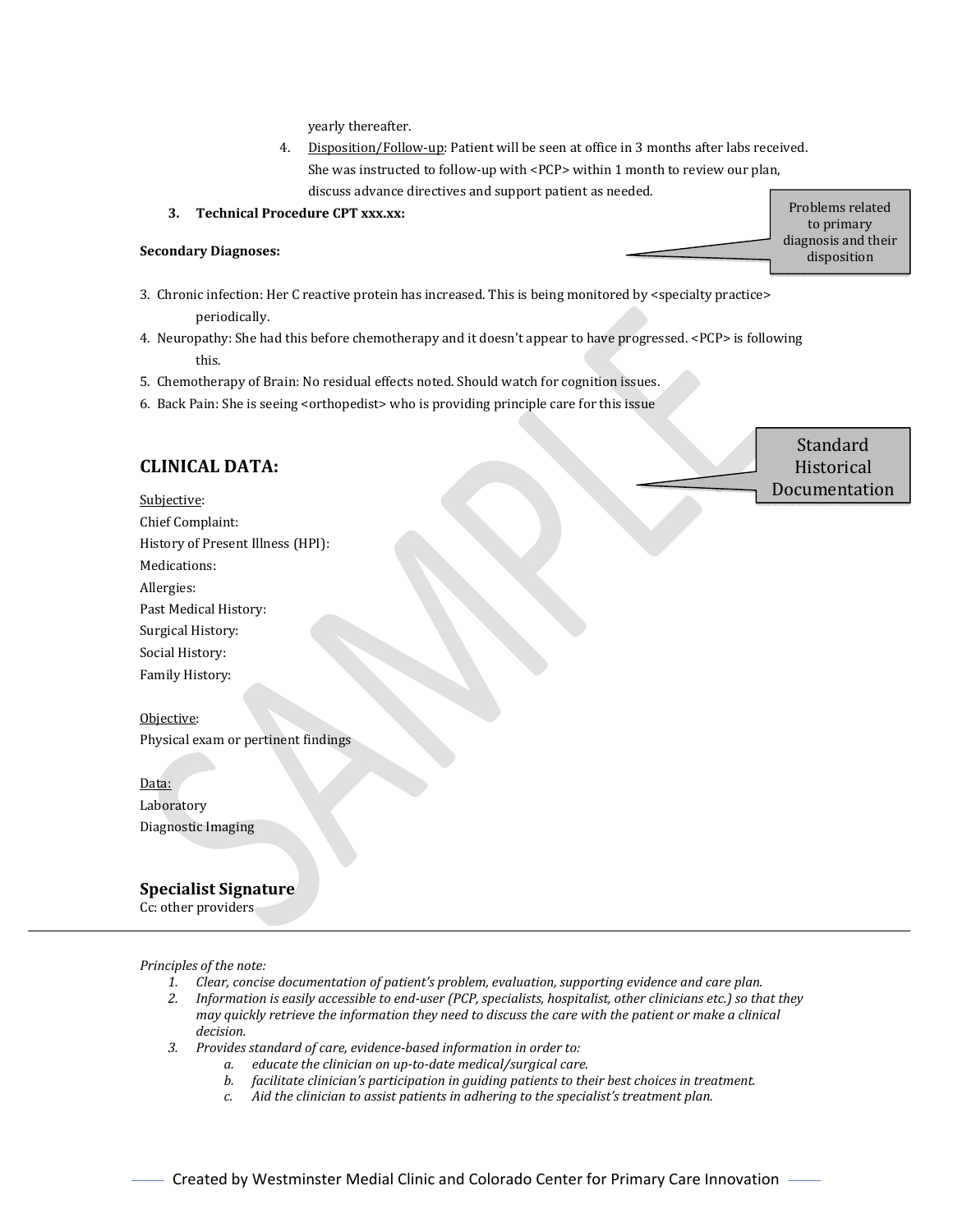yearly thereafter.

4. Disposition/Follow-up: Patient will be seen at office in 3 months after labs received. She was instructed to follow-up with <PCP> within 1 month to review our plan, discuss advance directives and support patient as needed.

**3. Technical Procedure CPT xxx.xx:**

Problems related to primary diagnosis and their disposition

**Secondary Diagnoses:**

3. Chronic infection: Her C reactive protein has increased. This is being monitored by <specialty practice> periodically.
4. Neuropathy: She had this before chemotherapy and it doesn't appear to have progressed. <PCP> is following this.
5. Chemotherapy of Brain: No residual effects noted. Should watch for cognition issues.
6. Back Pain: She is seeing <orthopedist> who is providing principle care for this issue

## CLINICAL DATA:

Standard Historical Documentation

Subjective:
Chief Complaint:
History of Present Illness (HPI):
Medications:
Allergies:
Past Medical History:
Surgical History:
Social History:
Family History:

Objective:
Physical exam or pertinent findings

Data:
Laboratory
Diagnostic Imaging

### Specialist Signature

Cc: other providers

---

*Principles of the note:*

1. *Clear, concise documentation of patient's problem, evaluation, supporting evidence and care plan.*
2. *Information is easily accessible to end-user (PCP, specialists, hospitalist, other clinicians etc.) so that they may quickly retrieve the information they need to discuss the care with the patient or make a clinical decision.*
3. *Provides standard of care, evidence-based information in order to:*
   a. *educate the clinician on up-to-date medical/surgical care.*
   b. *facilitate clinician's participation in guiding patients to their best choices in treatment.*
   c. *Aid the clinician to assist patients in adhering to the specialist's treatment plan.*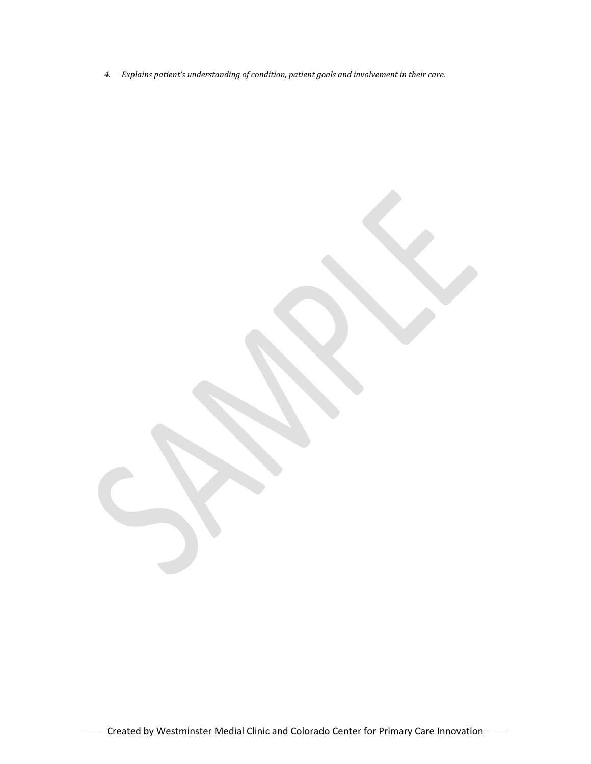4. *Explains patient's understanding of condition, patient goals and involvement in their care.*